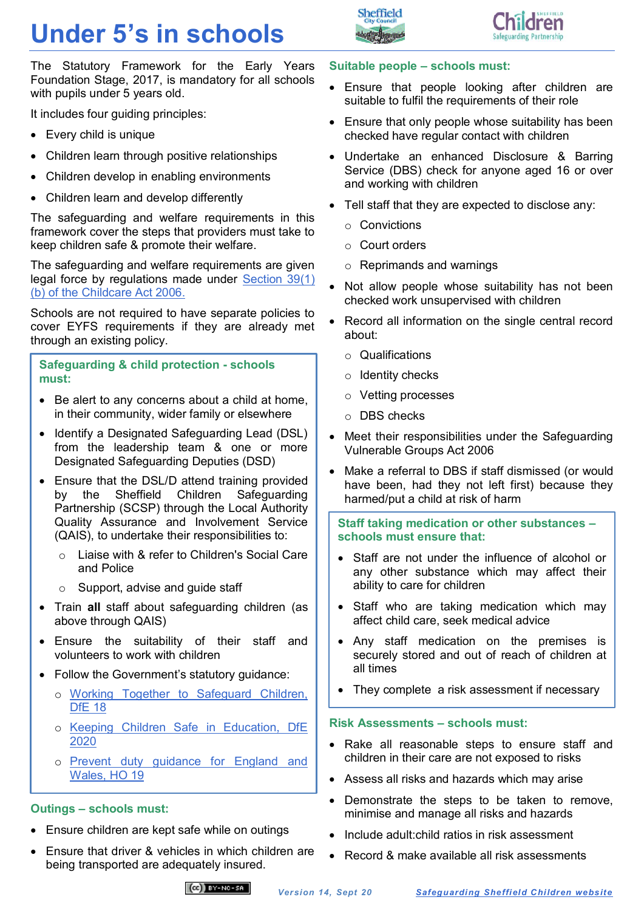# Under 5's in schools

The Statutory Framework for the Early Years Foundation Stage, 2017, is mandatory for all schools with pupils under 5 years old.

It includes four guiding principles:

- Every child is unique
- Children learn through positive relationships
- Children develop in enabling environments
- Children learn and develop differently

The safeguarding and welfare requirements in this framework cover the steps that providers must take to keep children safe & promote their welfare.

The safeguarding and welfare requirements are given legal force by regulations made under [Section 39(1)(b) of the Childcare Act 2006.]

Schools are not required to have separate policies to cover EYFS requirements if they are already met through an existing policy.

## Safeguarding & child protection - schools must:

- Be alert to any concerns about a child at home, in their community, wider family or elsewhere
- Identify a Designated Safeguarding Lead (DSL) from the leadership team & one or more Designated Safeguarding Deputies (DSD)
- Ensure that the DSL/D attend training provided by the Sheffield Children Safeguarding Partnership (SCSP) through the Local Authority Quality Assurance and Involvement Service (QAIS), to undertake their responsibilities to:
  - Liaise with & refer to Children's Social Care and Police
  - Support, advise and guide staff
- Train **all** staff about safeguarding children (as above through QAIS)
- Ensure the suitability of their staff and volunteers to work with children
- Follow the Government's statutory guidance:
  - Working Together to Safeguard Children, DfE 18
  - Keeping Children Safe in Education, DfE 2020
  - Prevent duty guidance for England and Wales, HO 19

## Outings – schools must:

- Ensure children are kept safe while on outings
- Ensure that driver & vehicles in which children are being transported are adequately insured.

## Suitable people – schools must:

- Ensure that people looking after children are suitable to fulfil the requirements of their role
- Ensure that only people whose suitability has been checked have regular contact with children
- Undertake an enhanced Disclosure & Barring Service (DBS) check for anyone aged 16 or over and working with children
- Tell staff that they are expected to disclose any:
  - Convictions
  - Court orders
  - Reprimands and warnings
- Not allow people whose suitability has not been checked work unsupervised with children
- Record all information on the single central record about:
  - Qualifications
  - Identity checks
  - Vetting processes
  - DBS checks
- Meet their responsibilities under the Safeguarding Vulnerable Groups Act 2006
- Make a referral to DBS if staff dismissed (or would have been, had they not left first) because they harmed/put a child at risk of harm

## Staff taking medication or other substances – schools must ensure that:

- Staff are not under the influence of alcohol or any other substance which may affect their ability to care for children
- Staff who are taking medication which may affect child care, seek medical advice
- Any staff medication on the premises is securely stored and out of reach of children at all times
- They complete a risk assessment if necessary

## Risk Assessments – schools must:

- Rake all reasonable steps to ensure staff and children in their care are not exposed to risks
- Assess all risks and hazards which may arise
- Demonstrate the steps to be taken to remove, minimise and manage all risks and hazards
- Include adult:child ratios in risk assessment
- Record & make available all risk assessments

*Version 14, Sept 20*

Safeguarding Sheffield Children website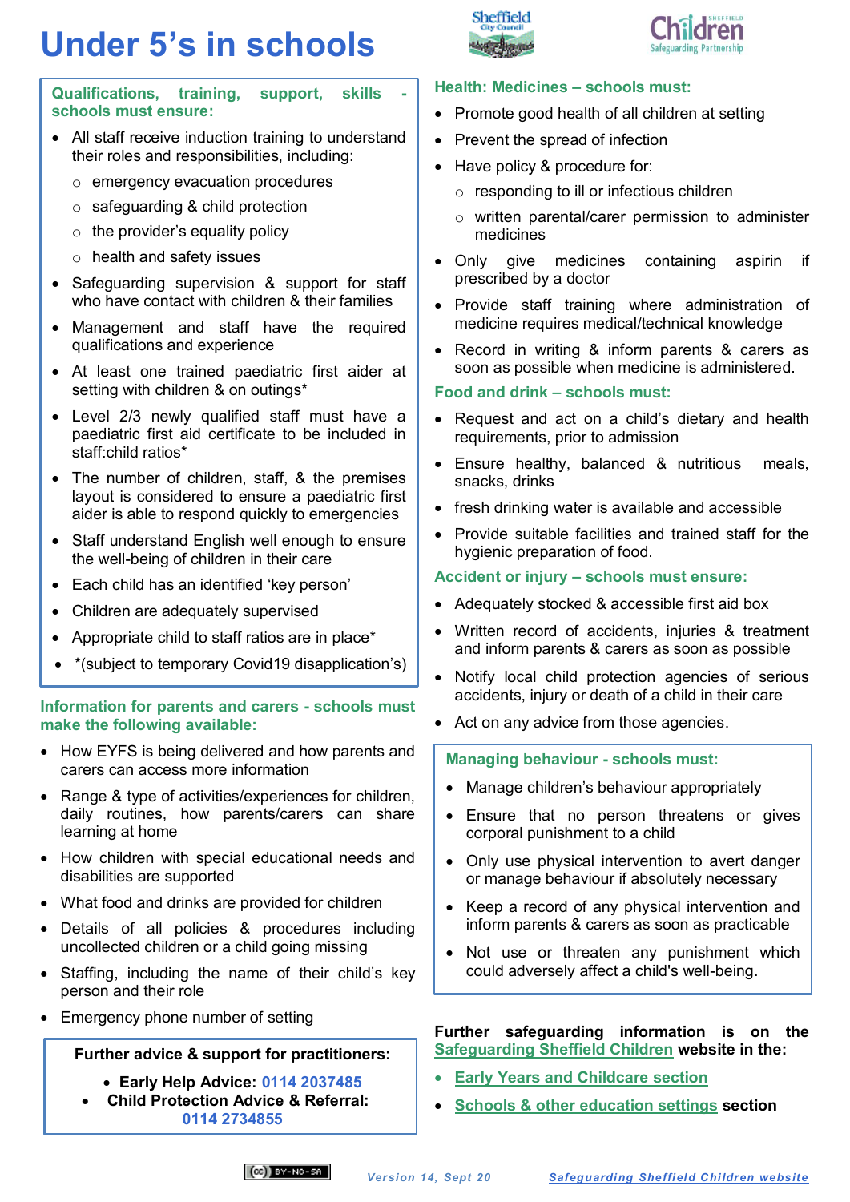# Under 5's in schools

## Qualifications, training, support, skills - schools must ensure:

- All staff receive induction training to understand their roles and responsibilities, including:
  - emergency evacuation procedures
  - safeguarding & child protection
  - the provider's equality policy
  - health and safety issues
- Safeguarding supervision & support for staff who have contact with children & their families
- Management and staff have the required qualifications and experience
- At least one trained paediatric first aider at setting with children & on outings*
- Level 2/3 newly qualified staff must have a paediatric first aid certificate to be included in staff:child ratios*
- The number of children, staff, & the premises layout is considered to ensure a paediatric first aider is able to respond quickly to emergencies
- Staff understand English well enough to ensure the well-being of children in their care
- Each child has an identified 'key person'
- Children are adequately supervised
- Appropriate child to staff ratios are in place*
- *(subject to temporary Covid19 disapplication's)

## Information for parents and carers - schools must make the following available:

- How EYFS is being delivered and how parents and carers can access more information
- Range & type of activities/experiences for children, daily routines, how parents/carers can share learning at home
- How children with special educational needs and disabilities are supported
- What food and drinks are provided for children
- Details of all policies & procedures including uncollected children or a child going missing
- Staffing, including the name of their child's key person and their role
- Emergency phone number of setting

**Further advice & support for practitioners:**

- **Early Help Advice:** 0114 2037485
- **Child Protection Advice & Referral:** 0114 2734855

## Health: Medicines – schools must:

- Promote good health of all children at setting
- Prevent the spread of infection
- Have policy & procedure for:
  - responding to ill or infectious children
  - written parental/carer permission to administer medicines
- Only give medicines containing aspirin if prescribed by a doctor
- Provide staff training where administration of medicine requires medical/technical knowledge
- Record in writing & inform parents & carers as soon as possible when medicine is administered.

## Food and drink – schools must:

- Request and act on a child's dietary and health requirements, prior to admission
- Ensure healthy, balanced & nutritious meals, snacks, drinks
- fresh drinking water is available and accessible
- Provide suitable facilities and trained staff for the hygienic preparation of food.

## Accident or injury – schools must ensure:

- Adequately stocked & accessible first aid box
- Written record of accidents, injuries & treatment and inform parents & carers as soon as possible
- Notify local child protection agencies of serious accidents, injury or death of a child in their care
- Act on any advice from those agencies.

## Managing behaviour - schools must:

- Manage children's behaviour appropriately
- Ensure that no person threatens or gives corporal punishment to a child
- Only use physical intervention to avert danger or manage behaviour if absolutely necessary
- Keep a record of any physical intervention and inform parents & carers as soon as practicable
- Not use or threaten any punishment which could adversely affect a child's well-being.

**Further safeguarding information is on the Safeguarding Sheffield Children website in the:**

- Early Years and Childcare section
- Schools & other education settings **section**

*Version 14, Sept 20*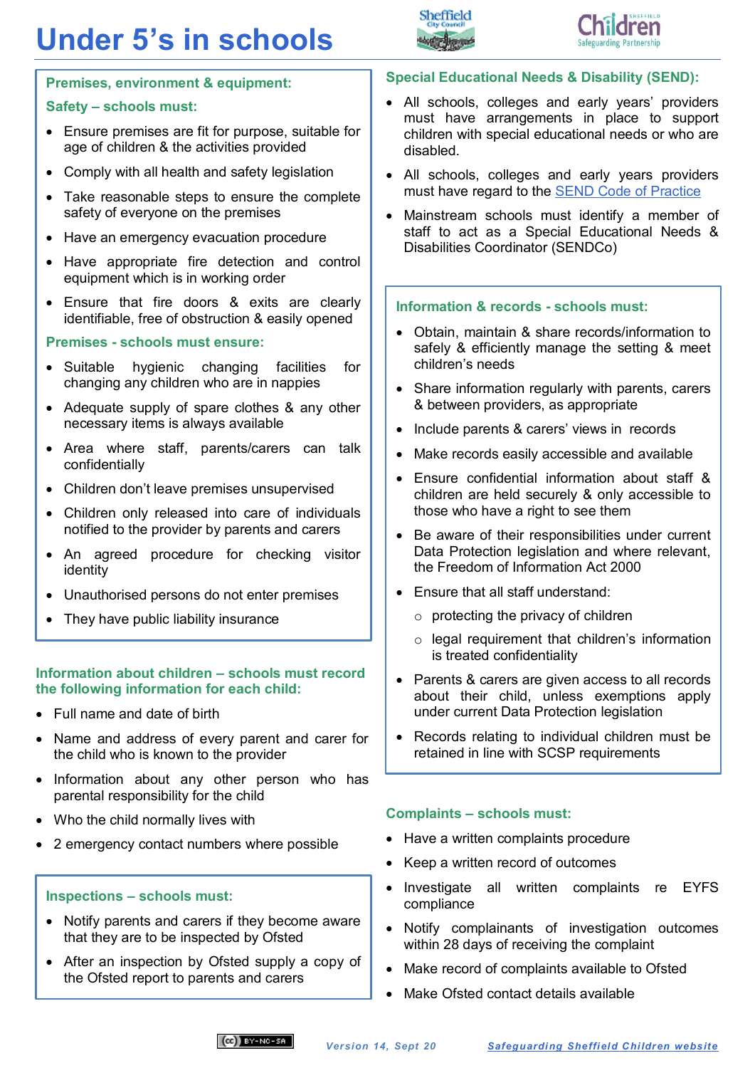# Under 5's in schools

## Premises, environment & equipment:

### Safety – schools must:

- Ensure premises are fit for purpose, suitable for age of children & the activities provided
- Comply with all health and safety legislation
- Take reasonable steps to ensure the complete safety of everyone on the premises
- Have an emergency evacuation procedure
- Have appropriate fire detection and control equipment which is in working order
- Ensure that fire doors & exits are clearly identifiable, free of obstruction & easily opened

### Premises - schools must ensure:

- Suitable hygienic changing facilities for changing any children who are in nappies
- Adequate supply of spare clothes & any other necessary items is always available
- Area where staff, parents/carers can talk confidentially
- Children don't leave premises unsupervised
- Children only released into care of individuals notified to the provider by parents and carers
- An agreed procedure for checking visitor identity
- Unauthorised persons do not enter premises
- They have public liability insurance

## Information about children – schools must record the following information for each child:

- Full name and date of birth
- Name and address of every parent and carer for the child who is known to the provider
- Information about any other person who has parental responsibility for the child
- Who the child normally lives with
- 2 emergency contact numbers where possible

## Inspections – schools must:

- Notify parents and carers if they become aware that they are to be inspected by Ofsted
- After an inspection by Ofsted supply a copy of the Ofsted report to parents and carers

## Special Educational Needs & Disability (SEND):

- All schools, colleges and early years' providers must have arrangements in place to support children with special educational needs or who are disabled.
- All schools, colleges and early years providers must have regard to the SEND Code of Practice
- Mainstream schools must identify a member of staff to act as a Special Educational Needs & Disabilities Coordinator (SENDCo)

## Information & records - schools must:

- Obtain, maintain & share records/information to safely & efficiently manage the setting & meet children's needs
- Share information regularly with parents, carers & between providers, as appropriate
- Include parents & carers' views in records
- Make records easily accessible and available
- Ensure confidential information about staff & children are held securely & only accessible to those who have a right to see them
- Be aware of their responsibilities under current Data Protection legislation and where relevant, the Freedom of Information Act 2000
- Ensure that all staff understand:
  - protecting the privacy of children
  - legal requirement that children's information is treated confidentiality
- Parents & carers are given access to all records about their child, unless exemptions apply under current Data Protection legislation
- Records relating to individual children must be retained in line with SCSP requirements

## Complaints – schools must:

- Have a written complaints procedure
- Keep a written record of outcomes
- Investigate all written complaints re EYFS compliance
- Notify complainants of investigation outcomes within 28 days of receiving the complaint
- Make record of complaints available to Ofsted
- Make Ofsted contact details available

Version 14, Sept 20 | Safeguarding Sheffield Children website